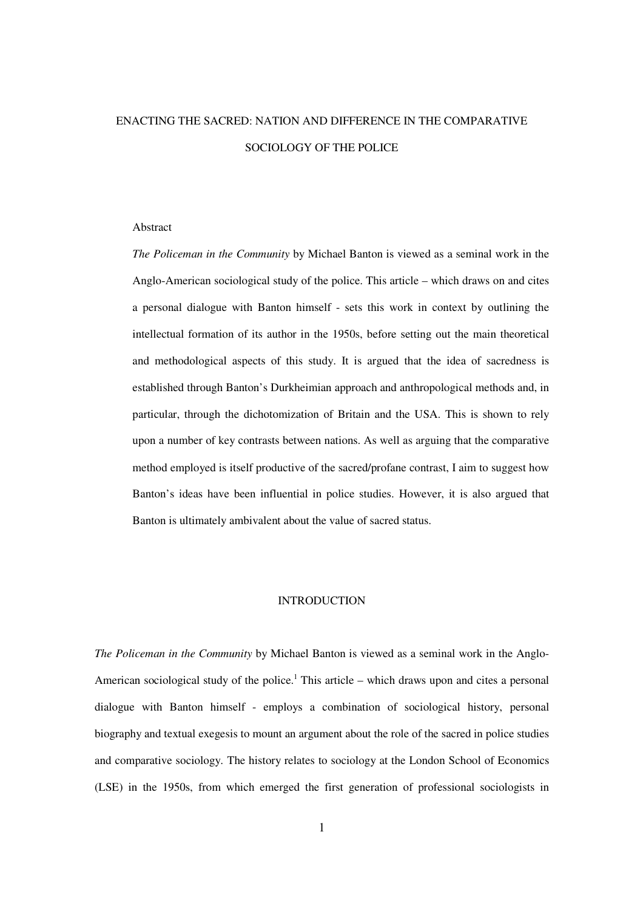# ENACTING THE SACRED: NATION AND DIFFERENCE IN THE COMPARATIVE SOCIOLOGY OF THE POLICE

Abstract

*The Policeman in the Community* by Michael Banton is viewed as a seminal work in the Anglo-American sociological study of the police. This article – which draws on and cites a personal dialogue with Banton himself - sets this work in context by outlining the intellectual formation of its author in the 1950s, before setting out the main theoretical and methodological aspects of this study. It is argued that the idea of sacredness is established through Banton's Durkheimian approach and anthropological methods and, in particular, through the dichotomization of Britain and the USA. This is shown to rely upon a number of key contrasts between nations. As well as arguing that the comparative method employed is itself productive of the sacred/profane contrast, I aim to suggest how Banton's ideas have been influential in police studies. However, it is also argued that Banton is ultimately ambivalent about the value of sacred status.

## INTRODUCTION

*The Policeman in the Community* by Michael Banton is viewed as a seminal work in the Anglo-American sociological study of the police.[1] This article – which draws upon and cites a personal dialogue with Banton himself - employs a combination of sociological history, personal biography and textual exegesis to mount an argument about the role of the sacred in police studies and comparative sociology. The history relates to sociology at the London School of Economics (LSE) in the 1950s, from which emerged the first generation of professional sociologists in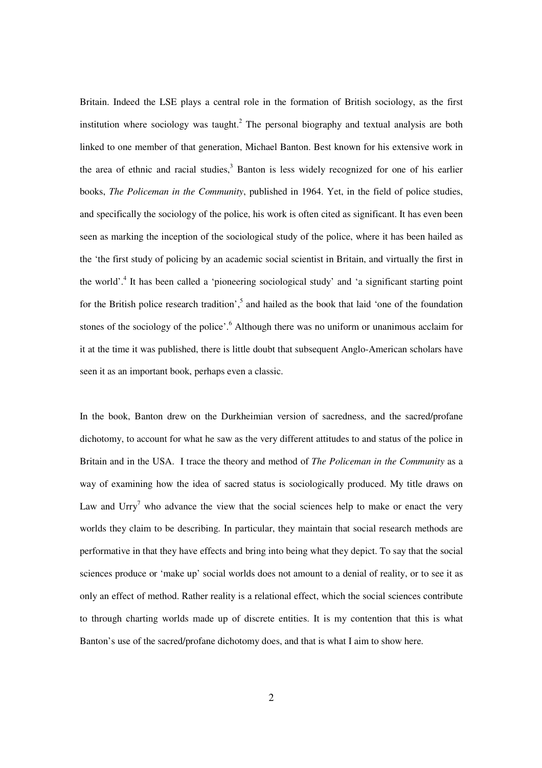Britain. Indeed the LSE plays a central role in the formation of British sociology, as the first institution where sociology was taught.[2] The personal biography and textual analysis are both linked to one member of that generation, Michael Banton. Best known for his extensive work in the area of ethnic and racial studies,[3] Banton is less widely recognized for one of his earlier books, *The Policeman in the Community*, published in 1964. Yet, in the field of police studies, and specifically the sociology of the police, his work is often cited as significant. It has even been seen as marking the inception of the sociological study of the police, where it has been hailed as the 'the first study of policing by an academic social scientist in Britain, and virtually the first in the world'.[4] It has been called a 'pioneering sociological study' and 'a significant starting point for the British police research tradition',[5] and hailed as the book that laid 'one of the foundation stones of the sociology of the police'.[6] Although there was no uniform or unanimous acclaim for it at the time it was published, there is little doubt that subsequent Anglo-American scholars have seen it as an important book, perhaps even a classic.

In the book, Banton drew on the Durkheimian version of sacredness, and the sacred/profane dichotomy, to account for what he saw as the very different attitudes to and status of the police in Britain and in the USA. I trace the theory and method of *The Policeman in the Community* as a way of examining how the idea of sacred status is sociologically produced. My title draws on Law and Urry[7] who advance the view that the social sciences help to make or enact the very worlds they claim to be describing. In particular, they maintain that social research methods are performative in that they have effects and bring into being what they depict. To say that the social sciences produce or 'make up' social worlds does not amount to a denial of reality, or to see it as only an effect of method. Rather reality is a relational effect, which the social sciences contribute to through charting worlds made up of discrete entities. It is my contention that this is what Banton's use of the sacred/profane dichotomy does, and that is what I aim to show here.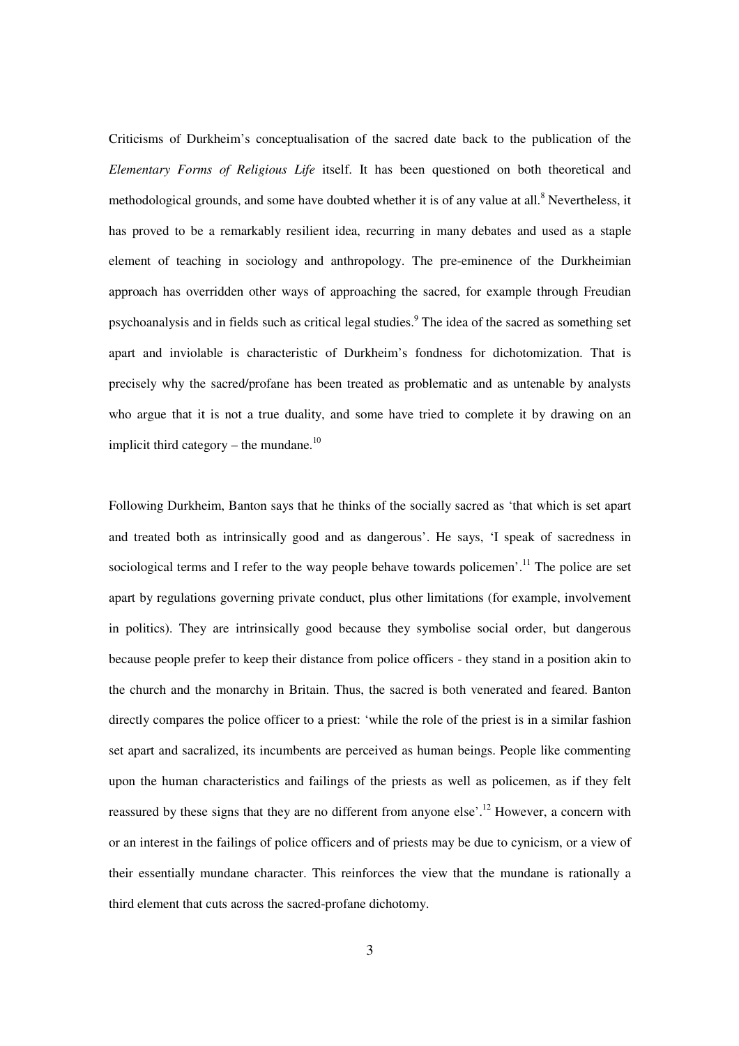Criticisms of Durkheim's conceptualisation of the sacred date back to the publication of the *Elementary Forms of Religious Life* itself. It has been questioned on both theoretical and methodological grounds, and some have doubted whether it is of any value at all.[8] Nevertheless, it has proved to be a remarkably resilient idea, recurring in many debates and used as a staple element of teaching in sociology and anthropology. The pre-eminence of the Durkheimian approach has overridden other ways of approaching the sacred, for example through Freudian psychoanalysis and in fields such as critical legal studies.[9] The idea of the sacred as something set apart and inviolable is characteristic of Durkheim's fondness for dichotomization. That is precisely why the sacred/profane has been treated as problematic and as untenable by analysts who argue that it is not a true duality, and some have tried to complete it by drawing on an implicit third category – the mundane.[10]

Following Durkheim, Banton says that he thinks of the socially sacred as 'that which is set apart and treated both as intrinsically good and as dangerous'. He says, 'I speak of sacredness in sociological terms and I refer to the way people behave towards policemen'.[11] The police are set apart by regulations governing private conduct, plus other limitations (for example, involvement in politics). They are intrinsically good because they symbolise social order, but dangerous because people prefer to keep their distance from police officers - they stand in a position akin to the church and the monarchy in Britain. Thus, the sacred is both venerated and feared. Banton directly compares the police officer to a priest: 'while the role of the priest is in a similar fashion set apart and sacralized, its incumbents are perceived as human beings. People like commenting upon the human characteristics and failings of the priests as well as policemen, as if they felt reassured by these signs that they are no different from anyone else'.[12] However, a concern with or an interest in the failings of police officers and of priests may be due to cynicism, or a view of their essentially mundane character. This reinforces the view that the mundane is rationally a third element that cuts across the sacred-profane dichotomy.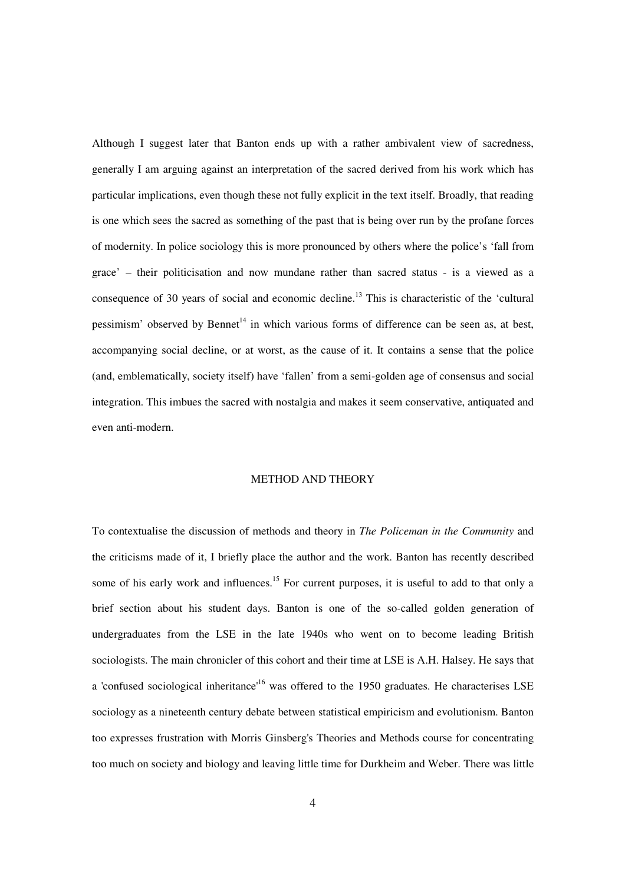Although I suggest later that Banton ends up with a rather ambivalent view of sacredness, generally I am arguing against an interpretation of the sacred derived from his work which has particular implications, even though these not fully explicit in the text itself. Broadly, that reading is one which sees the sacred as something of the past that is being over run by the profane forces of modernity. In police sociology this is more pronounced by others where the police's 'fall from grace' – their politicisation and now mundane rather than sacred status - is a viewed as a consequence of 30 years of social and economic decline.[13] This is characteristic of the 'cultural pessimism' observed by Bennet[14] in which various forms of difference can be seen as, at best, accompanying social decline, or at worst, as the cause of it. It contains a sense that the police (and, emblematically, society itself) have 'fallen' from a semi-golden age of consensus and social integration. This imbues the sacred with nostalgia and makes it seem conservative, antiquated and even anti-modern.

## METHOD AND THEORY

To contextualise the discussion of methods and theory in *The Policeman in the Community* and the criticisms made of it, I briefly place the author and the work. Banton has recently described some of his early work and influences.[15] For current purposes, it is useful to add to that only a brief section about his student days. Banton is one of the so-called golden generation of undergraduates from the LSE in the late 1940s who went on to become leading British sociologists. The main chronicler of this cohort and their time at LSE is A.H. Halsey. He says that a 'confused sociological inheritance'[16] was offered to the 1950 graduates. He characterises LSE sociology as a nineteenth century debate between statistical empiricism and evolutionism. Banton too expresses frustration with Morris Ginsberg's Theories and Methods course for concentrating too much on society and biology and leaving little time for Durkheim and Weber. There was little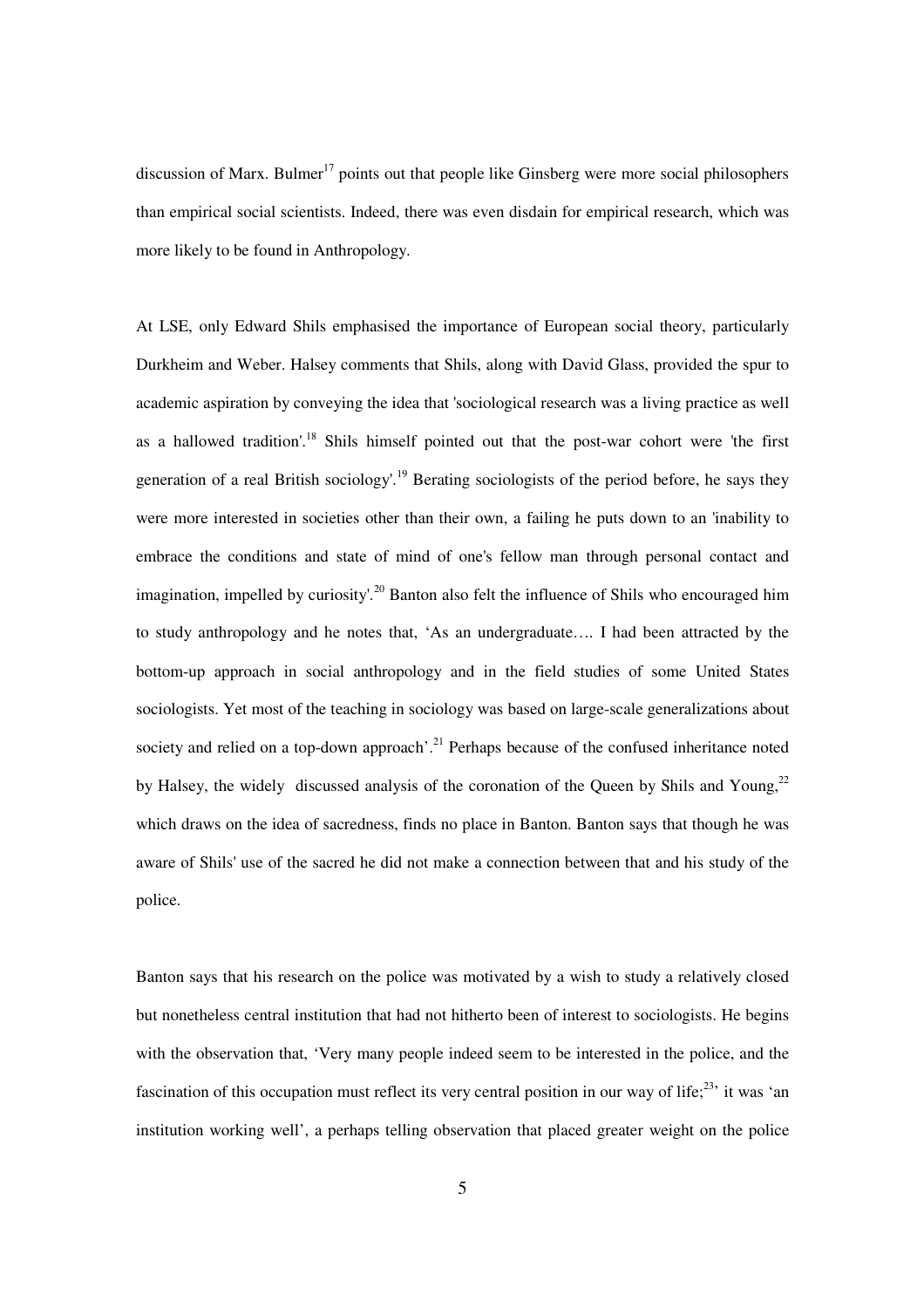discussion of Marx. Bulmer[17] points out that people like Ginsberg were more social philosophers than empirical social scientists. Indeed, there was even disdain for empirical research, which was more likely to be found in Anthropology.

At LSE, only Edward Shils emphasised the importance of European social theory, particularly Durkheim and Weber. Halsey comments that Shils, along with David Glass, provided the spur to academic aspiration by conveying the idea that 'sociological research was a living practice as well as a hallowed tradition'.[18] Shils himself pointed out that the post-war cohort were 'the first generation of a real British sociology'.[19] Berating sociologists of the period before, he says they were more interested in societies other than their own, a failing he puts down to an 'inability to embrace the conditions and state of mind of one's fellow man through personal contact and imagination, impelled by curiosity'.[20] Banton also felt the influence of Shils who encouraged him to study anthropology and he notes that, 'As an undergraduate…. I had been attracted by the bottom-up approach in social anthropology and in the field studies of some United States sociologists. Yet most of the teaching in sociology was based on large-scale generalizations about society and relied on a top-down approach'.[21] Perhaps because of the confused inheritance noted by Halsey, the widely discussed analysis of the coronation of the Queen by Shils and Young,[22] which draws on the idea of sacredness, finds no place in Banton. Banton says that though he was aware of Shils' use of the sacred he did not make a connection between that and his study of the police.

Banton says that his research on the police was motivated by a wish to study a relatively closed but nonetheless central institution that had not hitherto been of interest to sociologists. He begins with the observation that, 'Very many people indeed seem to be interested in the police, and the fascination of this occupation must reflect its very central position in our way of life;[23]' it was 'an institution working well', a perhaps telling observation that placed greater weight on the police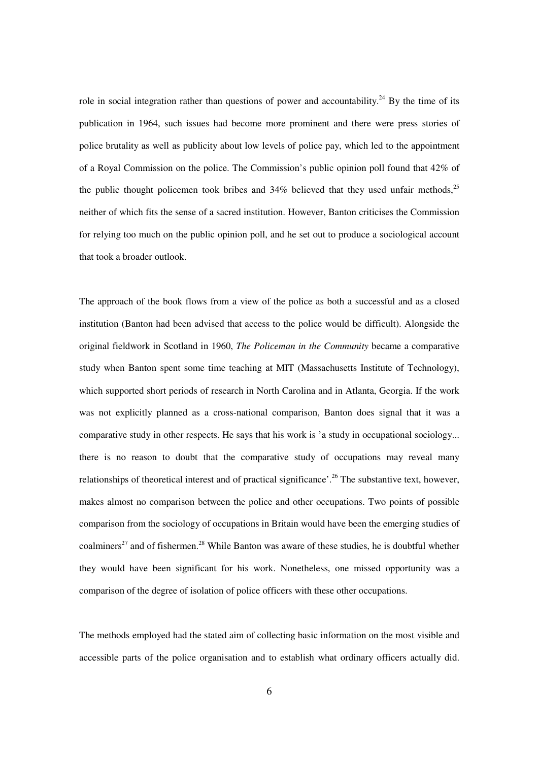role in social integration rather than questions of power and accountability.[24] By the time of its publication in 1964, such issues had become more prominent and there were press stories of police brutality as well as publicity about low levels of police pay, which led to the appointment of a Royal Commission on the police. The Commission's public opinion poll found that 42% of the public thought policemen took bribes and 34% believed that they used unfair methods,[25] neither of which fits the sense of a sacred institution. However, Banton criticises the Commission for relying too much on the public opinion poll, and he set out to produce a sociological account that took a broader outlook.

The approach of the book flows from a view of the police as both a successful and as a closed institution (Banton had been advised that access to the police would be difficult). Alongside the original fieldwork in Scotland in 1960, *The Policeman in the Community* became a comparative study when Banton spent some time teaching at MIT (Massachusetts Institute of Technology), which supported short periods of research in North Carolina and in Atlanta, Georgia. If the work was not explicitly planned as a cross-national comparison, Banton does signal that it was a comparative study in other respects. He says that his work is 'a study in occupational sociology... there is no reason to doubt that the comparative study of occupations may reveal many relationships of theoretical interest and of practical significance'.[26] The substantive text, however, makes almost no comparison between the police and other occupations. Two points of possible comparison from the sociology of occupations in Britain would have been the emerging studies of coalminers[27] and of fishermen.[28] While Banton was aware of these studies, he is doubtful whether they would have been significant for his work. Nonetheless, one missed opportunity was a comparison of the degree of isolation of police officers with these other occupations.

The methods employed had the stated aim of collecting basic information on the most visible and accessible parts of the police organisation and to establish what ordinary officers actually did.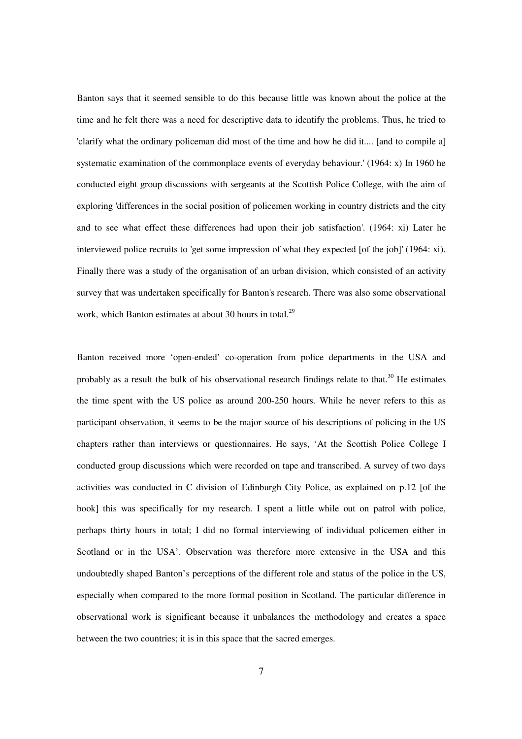Banton says that it seemed sensible to do this because little was known about the police at the time and he felt there was a need for descriptive data to identify the problems. Thus, he tried to 'clarify what the ordinary policeman did most of the time and how he did it.... [and to compile a] systematic examination of the commonplace events of everyday behaviour.' (1964: x) In 1960 he conducted eight group discussions with sergeants at the Scottish Police College, with the aim of exploring 'differences in the social position of policemen working in country districts and the city and to see what effect these differences had upon their job satisfaction'. (1964: xi) Later he interviewed police recruits to 'get some impression of what they expected [of the job]' (1964: xi). Finally there was a study of the organisation of an urban division, which consisted of an activity survey that was undertaken specifically for Banton's research. There was also some observational work, which Banton estimates at about 30 hours in total.[29]

Banton received more 'open-ended' co-operation from police departments in the USA and probably as a result the bulk of his observational research findings relate to that.[30] He estimates the time spent with the US police as around 200-250 hours. While he never refers to this as participant observation, it seems to be the major source of his descriptions of policing in the US chapters rather than interviews or questionnaires. He says, 'At the Scottish Police College I conducted group discussions which were recorded on tape and transcribed. A survey of two days activities was conducted in C division of Edinburgh City Police, as explained on p.12 [of the book] this was specifically for my research. I spent a little while out on patrol with police, perhaps thirty hours in total; I did no formal interviewing of individual policemen either in Scotland or in the USA'. Observation was therefore more extensive in the USA and this undoubtedly shaped Banton's perceptions of the different role and status of the police in the US, especially when compared to the more formal position in Scotland. The particular difference in observational work is significant because it unbalances the methodology and creates a space between the two countries; it is in this space that the sacred emerges.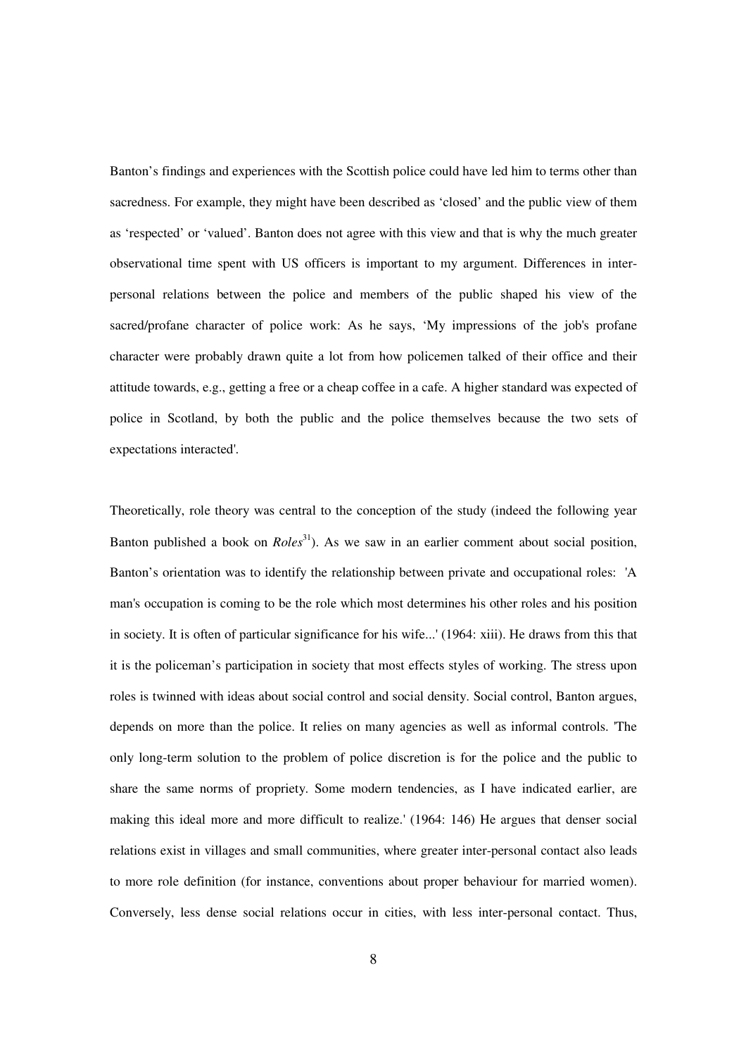Banton's findings and experiences with the Scottish police could have led him to terms other than sacredness. For example, they might have been described as 'closed' and the public view of them as 'respected' or 'valued'. Banton does not agree with this view and that is why the much greater observational time spent with US officers is important to my argument. Differences in inter-personal relations between the police and members of the public shaped his view of the sacred/profane character of police work: As he says, 'My impressions of the job's profane character were probably drawn quite a lot from how policemen talked of their office and their attitude towards, e.g., getting a free or a cheap coffee in a cafe. A higher standard was expected of police in Scotland, by both the public and the police themselves because the two sets of expectations interacted'.

Theoretically, role theory was central to the conception of the study (indeed the following year Banton published a book on *Roles*[31]). As we saw in an earlier comment about social position, Banton's orientation was to identify the relationship between private and occupational roles: 'A man's occupation is coming to be the role which most determines his other roles and his position in society. It is often of particular significance for his wife...' (1964: xiii). He draws from this that it is the policeman's participation in society that most effects styles of working. The stress upon roles is twinned with ideas about social control and social density. Social control, Banton argues, depends on more than the police. It relies on many agencies as well as informal controls. 'The only long-term solution to the problem of police discretion is for the police and the public to share the same norms of propriety. Some modern tendencies, as I have indicated earlier, are making this ideal more and more difficult to realize.' (1964: 146) He argues that denser social relations exist in villages and small communities, where greater inter-personal contact also leads to more role definition (for instance, conventions about proper behaviour for married women). Conversely, less dense social relations occur in cities, with less inter-personal contact. Thus,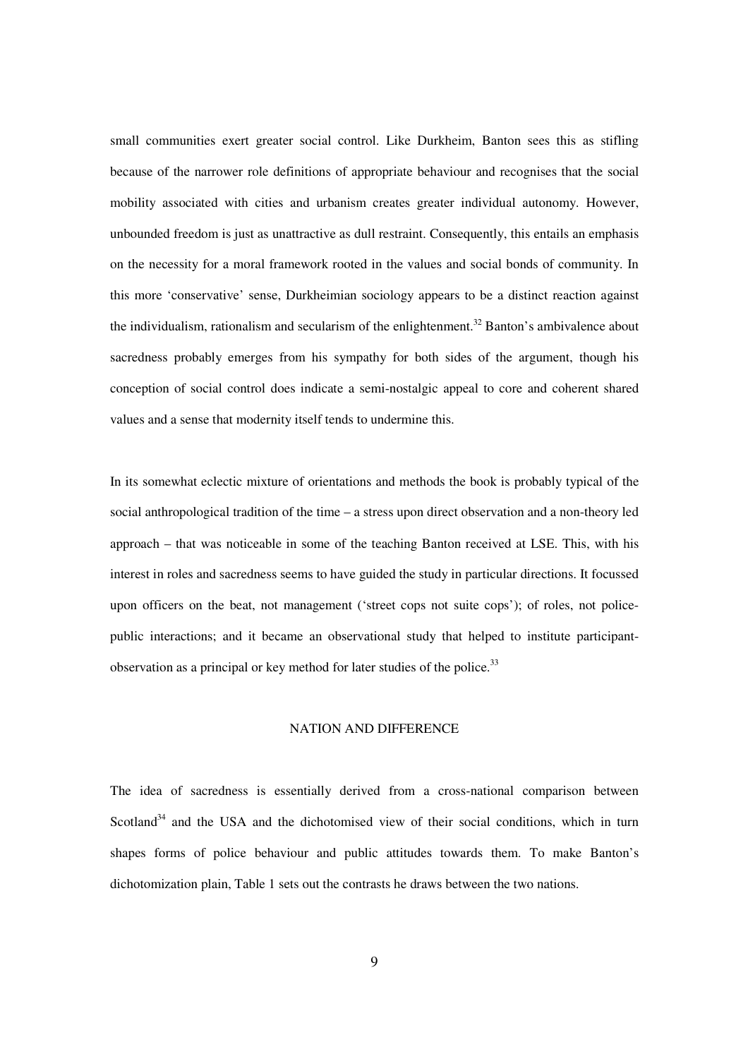small communities exert greater social control. Like Durkheim, Banton sees this as stifling because of the narrower role definitions of appropriate behaviour and recognises that the social mobility associated with cities and urbanism creates greater individual autonomy. However, unbounded freedom is just as unattractive as dull restraint. Consequently, this entails an emphasis on the necessity for a moral framework rooted in the values and social bonds of community. In this more 'conservative' sense, Durkheimian sociology appears to be a distinct reaction against the individualism, rationalism and secularism of the enlightenment.[32] Banton's ambivalence about sacredness probably emerges from his sympathy for both sides of the argument, though his conception of social control does indicate a semi-nostalgic appeal to core and coherent shared values and a sense that modernity itself tends to undermine this.

In its somewhat eclectic mixture of orientations and methods the book is probably typical of the social anthropological tradition of the time – a stress upon direct observation and a non-theory led approach – that was noticeable in some of the teaching Banton received at LSE. This, with his interest in roles and sacredness seems to have guided the study in particular directions. It focussed upon officers on the beat, not management ('street cops not suite cops'); of roles, not police-public interactions; and it became an observational study that helped to institute participant-observation as a principal or key method for later studies of the police.[33]

## NATION AND DIFFERENCE

The idea of sacredness is essentially derived from a cross-national comparison between Scotland[34] and the USA and the dichotomised view of their social conditions, which in turn shapes forms of police behaviour and public attitudes towards them. To make Banton's dichotomization plain, Table 1 sets out the contrasts he draws between the two nations.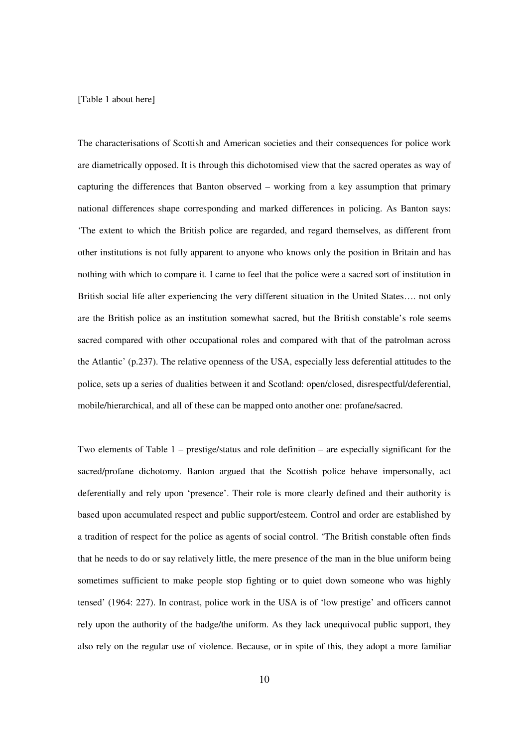[Table 1 about here]

The characterisations of Scottish and American societies and their consequences for police work are diametrically opposed. It is through this dichotomised view that the sacred operates as way of capturing the differences that Banton observed – working from a key assumption that primary national differences shape corresponding and marked differences in policing. As Banton says: 'The extent to which the British police are regarded, and regard themselves, as different from other institutions is not fully apparent to anyone who knows only the position in Britain and has nothing with which to compare it. I came to feel that the police were a sacred sort of institution in British social life after experiencing the very different situation in the United States…. not only are the British police as an institution somewhat sacred, but the British constable's role seems sacred compared with other occupational roles and compared with that of the patrolman across the Atlantic' (p.237). The relative openness of the USA, especially less deferential attitudes to the police, sets up a series of dualities between it and Scotland: open/closed, disrespectful/deferential, mobile/hierarchical, and all of these can be mapped onto another one: profane/sacred.

Two elements of Table 1 – prestige/status and role definition – are especially significant for the sacred/profane dichotomy. Banton argued that the Scottish police behave impersonally, act deferentially and rely upon 'presence'. Their role is more clearly defined and their authority is based upon accumulated respect and public support/esteem. Control and order are established by a tradition of respect for the police as agents of social control. 'The British constable often finds that he needs to do or say relatively little, the mere presence of the man in the blue uniform being sometimes sufficient to make people stop fighting or to quiet down someone who was highly tensed' (1964: 227). In contrast, police work in the USA is of 'low prestige' and officers cannot rely upon the authority of the badge/the uniform. As they lack unequivocal public support, they also rely on the regular use of violence. Because, or in spite of this, they adopt a more familiar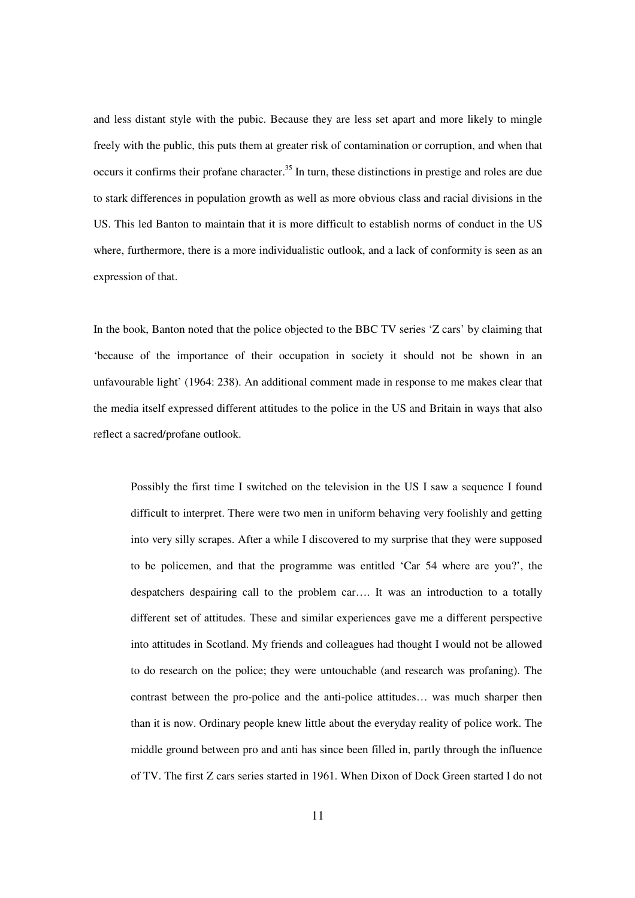and less distant style with the pubic. Because they are less set apart and more likely to mingle freely with the public, this puts them at greater risk of contamination or corruption, and when that occurs it confirms their profane character.[35] In turn, these distinctions in prestige and roles are due to stark differences in population growth as well as more obvious class and racial divisions in the US. This led Banton to maintain that it is more difficult to establish norms of conduct in the US where, furthermore, there is a more individualistic outlook, and a lack of conformity is seen as an expression of that.

In the book, Banton noted that the police objected to the BBC TV series 'Z cars' by claiming that 'because of the importance of their occupation in society it should not be shown in an unfavourable light' (1964: 238). An additional comment made in response to me makes clear that the media itself expressed different attitudes to the police in the US and Britain in ways that also reflect a sacred/profane outlook.

> Possibly the first time I switched on the television in the US I saw a sequence I found difficult to interpret. There were two men in uniform behaving very foolishly and getting into very silly scrapes. After a while I discovered to my surprise that they were supposed to be policemen, and that the programme was entitled 'Car 54 where are you?', the despatchers despairing call to the problem car…. It was an introduction to a totally different set of attitudes. These and similar experiences gave me a different perspective into attitudes in Scotland. My friends and colleagues had thought I would not be allowed to do research on the police; they were untouchable (and research was profaning). The contrast between the pro-police and the anti-police attitudes… was much sharper then than it is now. Ordinary people knew little about the everyday reality of police work. The middle ground between pro and anti has since been filled in, partly through the influence of TV. The first Z cars series started in 1961. When Dixon of Dock Green started I do not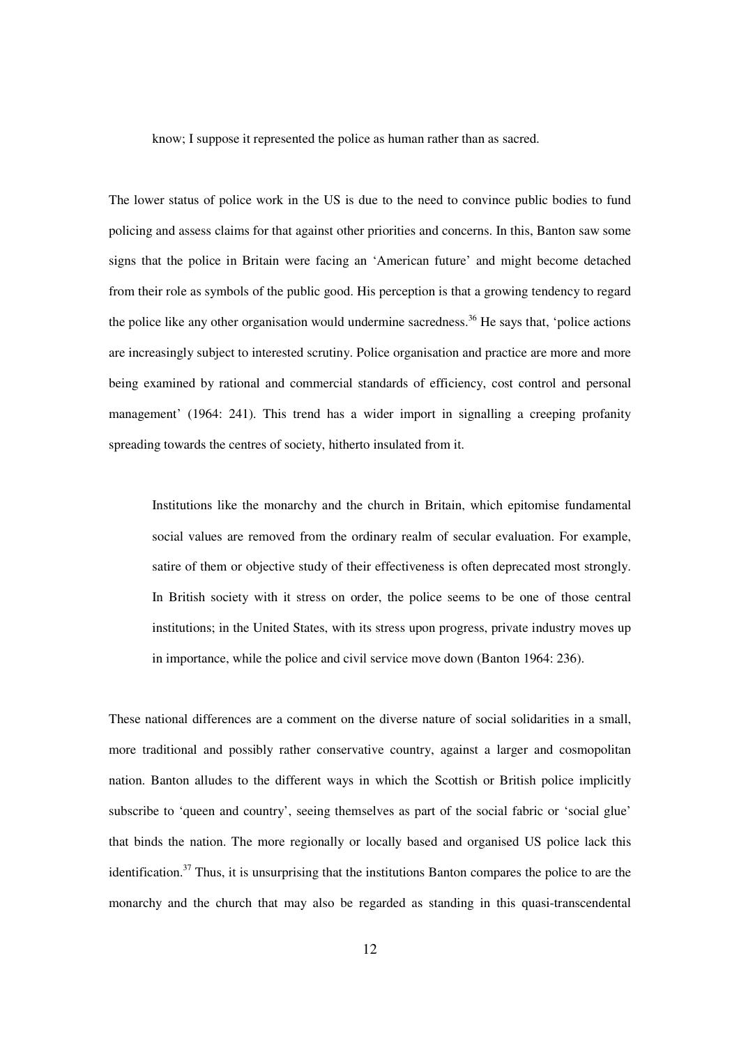know; I suppose it represented the police as human rather than as sacred.

The lower status of police work in the US is due to the need to convince public bodies to fund policing and assess claims for that against other priorities and concerns. In this, Banton saw some signs that the police in Britain were facing an 'American future' and might become detached from their role as symbols of the public good. His perception is that a growing tendency to regard the police like any other organisation would undermine sacredness.[36] He says that, 'police actions are increasingly subject to interested scrutiny. Police organisation and practice are more and more being examined by rational and commercial standards of efficiency, cost control and personal management' (1964: 241). This trend has a wider import in signalling a creeping profanity spreading towards the centres of society, hitherto insulated from it.

> Institutions like the monarchy and the church in Britain, which epitomise fundamental social values are removed from the ordinary realm of secular evaluation. For example, satire of them or objective study of their effectiveness is often deprecated most strongly. In British society with it stress on order, the police seems to be one of those central institutions; in the United States, with its stress upon progress, private industry moves up in importance, while the police and civil service move down (Banton 1964: 236).

These national differences are a comment on the diverse nature of social solidarities in a small, more traditional and possibly rather conservative country, against a larger and cosmopolitan nation. Banton alludes to the different ways in which the Scottish or British police implicitly subscribe to 'queen and country', seeing themselves as part of the social fabric or 'social glue' that binds the nation. The more regionally or locally based and organised US police lack this identification.[37] Thus, it is unsurprising that the institutions Banton compares the police to are the monarchy and the church that may also be regarded as standing in this quasi-transcendental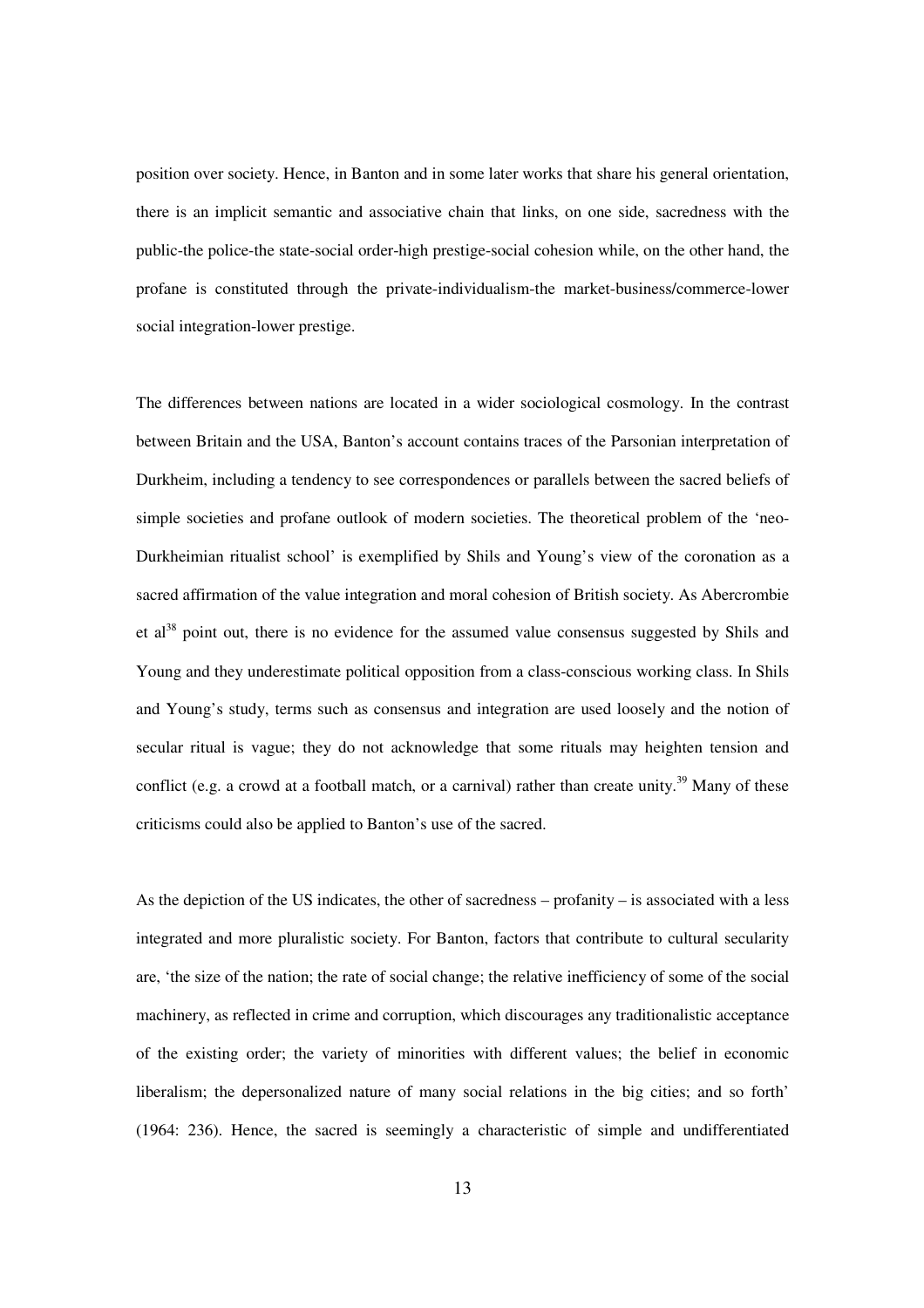position over society. Hence, in Banton and in some later works that share his general orientation, there is an implicit semantic and associative chain that links, on one side, sacredness with the public-the police-the state-social order-high prestige-social cohesion while, on the other hand, the profane is constituted through the private-individualism-the market-business/commerce-lower social integration-lower prestige.

The differences between nations are located in a wider sociological cosmology. In the contrast between Britain and the USA, Banton's account contains traces of the Parsonian interpretation of Durkheim, including a tendency to see correspondences or parallels between the sacred beliefs of simple societies and profane outlook of modern societies. The theoretical problem of the 'neo-Durkheimian ritualist school' is exemplified by Shils and Young's view of the coronation as a sacred affirmation of the value integration and moral cohesion of British society. As Abercrombie et al[38] point out, there is no evidence for the assumed value consensus suggested by Shils and Young and they underestimate political opposition from a class-conscious working class. In Shils and Young's study, terms such as consensus and integration are used loosely and the notion of secular ritual is vague; they do not acknowledge that some rituals may heighten tension and conflict (e.g. a crowd at a football match, or a carnival) rather than create unity.[39] Many of these criticisms could also be applied to Banton's use of the sacred.

As the depiction of the US indicates, the other of sacredness – profanity – is associated with a less integrated and more pluralistic society. For Banton, factors that contribute to cultural secularity are, 'the size of the nation; the rate of social change; the relative inefficiency of some of the social machinery, as reflected in crime and corruption, which discourages any traditionalistic acceptance of the existing order; the variety of minorities with different values; the belief in economic liberalism; the depersonalized nature of many social relations in the big cities; and so forth' (1964: 236). Hence, the sacred is seemingly a characteristic of simple and undifferentiated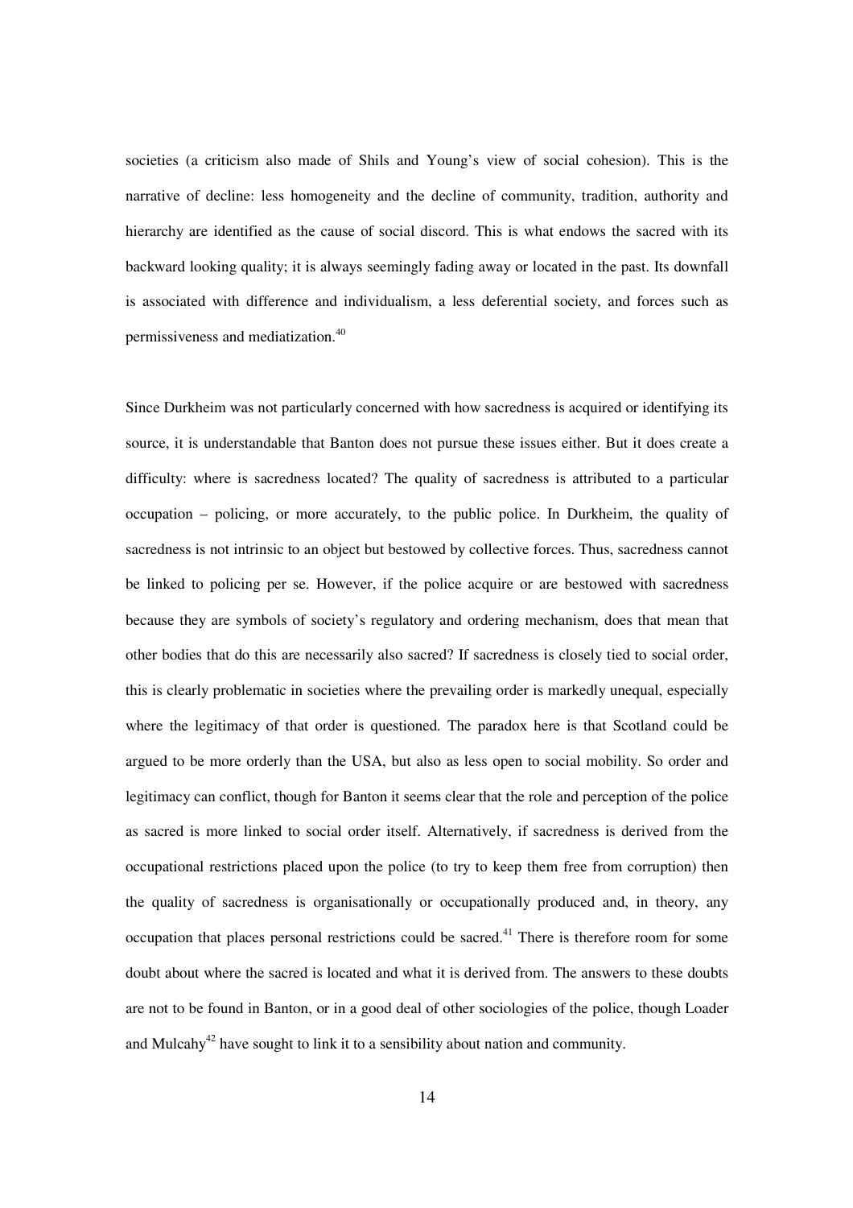societies (a criticism also made of Shils and Young's view of social cohesion). This is the narrative of decline: less homogeneity and the decline of community, tradition, authority and hierarchy are identified as the cause of social discord. This is what endows the sacred with its backward looking quality; it is always seemingly fading away or located in the past. Its downfall is associated with difference and individualism, a less deferential society, and forces such as permissiveness and mediatization.[40]

Since Durkheim was not particularly concerned with how sacredness is acquired or identifying its source, it is understandable that Banton does not pursue these issues either. But it does create a difficulty: where is sacredness located? The quality of sacredness is attributed to a particular occupation – policing, or more accurately, to the public police. In Durkheim, the quality of sacredness is not intrinsic to an object but bestowed by collective forces. Thus, sacredness cannot be linked to policing per se. However, if the police acquire or are bestowed with sacredness because they are symbols of society's regulatory and ordering mechanism, does that mean that other bodies that do this are necessarily also sacred? If sacredness is closely tied to social order, this is clearly problematic in societies where the prevailing order is markedly unequal, especially where the legitimacy of that order is questioned. The paradox here is that Scotland could be argued to be more orderly than the USA, but also as less open to social mobility. So order and legitimacy can conflict, though for Banton it seems clear that the role and perception of the police as sacred is more linked to social order itself. Alternatively, if sacredness is derived from the occupational restrictions placed upon the police (to try to keep them free from corruption) then the quality of sacredness is organisationally or occupationally produced and, in theory, any occupation that places personal restrictions could be sacred.[41] There is therefore room for some doubt about where the sacred is located and what it is derived from. The answers to these doubts are not to be found in Banton, or in a good deal of other sociologies of the police, though Loader and Mulcahy[42] have sought to link it to a sensibility about nation and community.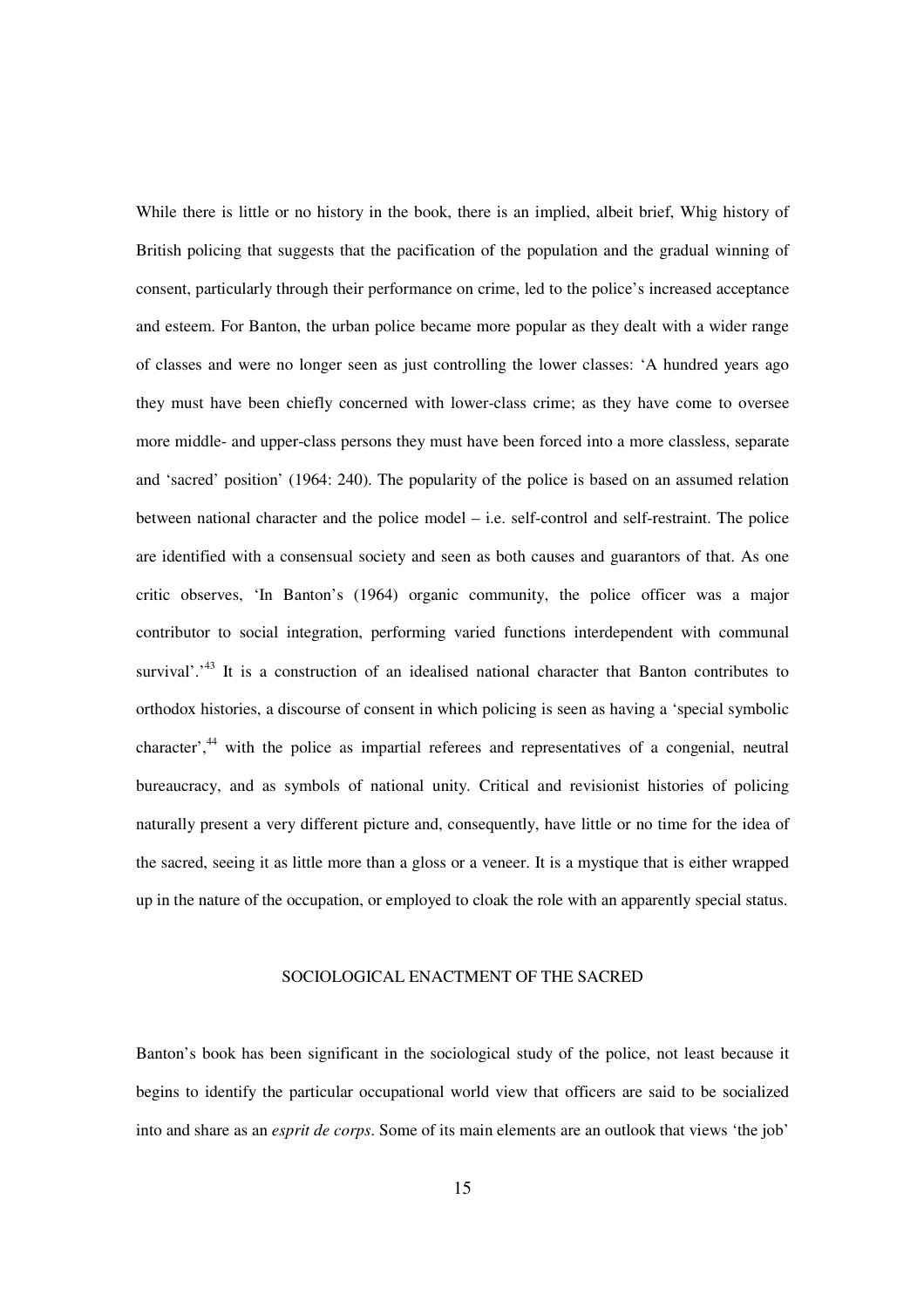While there is little or no history in the book, there is an implied, albeit brief, Whig history of British policing that suggests that the pacification of the population and the gradual winning of consent, particularly through their performance on crime, led to the police's increased acceptance and esteem. For Banton, the urban police became more popular as they dealt with a wider range of classes and were no longer seen as just controlling the lower classes: 'A hundred years ago they must have been chiefly concerned with lower-class crime; as they have come to oversee more middle- and upper-class persons they must have been forced into a more classless, separate and 'sacred' position' (1964: 240). The popularity of the police is based on an assumed relation between national character and the police model – i.e. self-control and self-restraint. The police are identified with a consensual society and seen as both causes and guarantors of that. As one critic observes, 'In Banton's (1964) organic community, the police officer was a major contributor to social integration, performing varied functions interdependent with communal survival'.'[43] It is a construction of an idealised national character that Banton contributes to orthodox histories, a discourse of consent in which policing is seen as having a 'special symbolic character',[44] with the police as impartial referees and representatives of a congenial, neutral bureaucracy, and as symbols of national unity. Critical and revisionist histories of policing naturally present a very different picture and, consequently, have little or no time for the idea of the sacred, seeing it as little more than a gloss or a veneer. It is a mystique that is either wrapped up in the nature of the occupation, or employed to cloak the role with an apparently special status.

## SOCIOLOGICAL ENACTMENT OF THE SACRED

Banton's book has been significant in the sociological study of the police, not least because it begins to identify the particular occupational world view that officers are said to be socialized into and share as an *esprit de corps*. Some of its main elements are an outlook that views 'the job'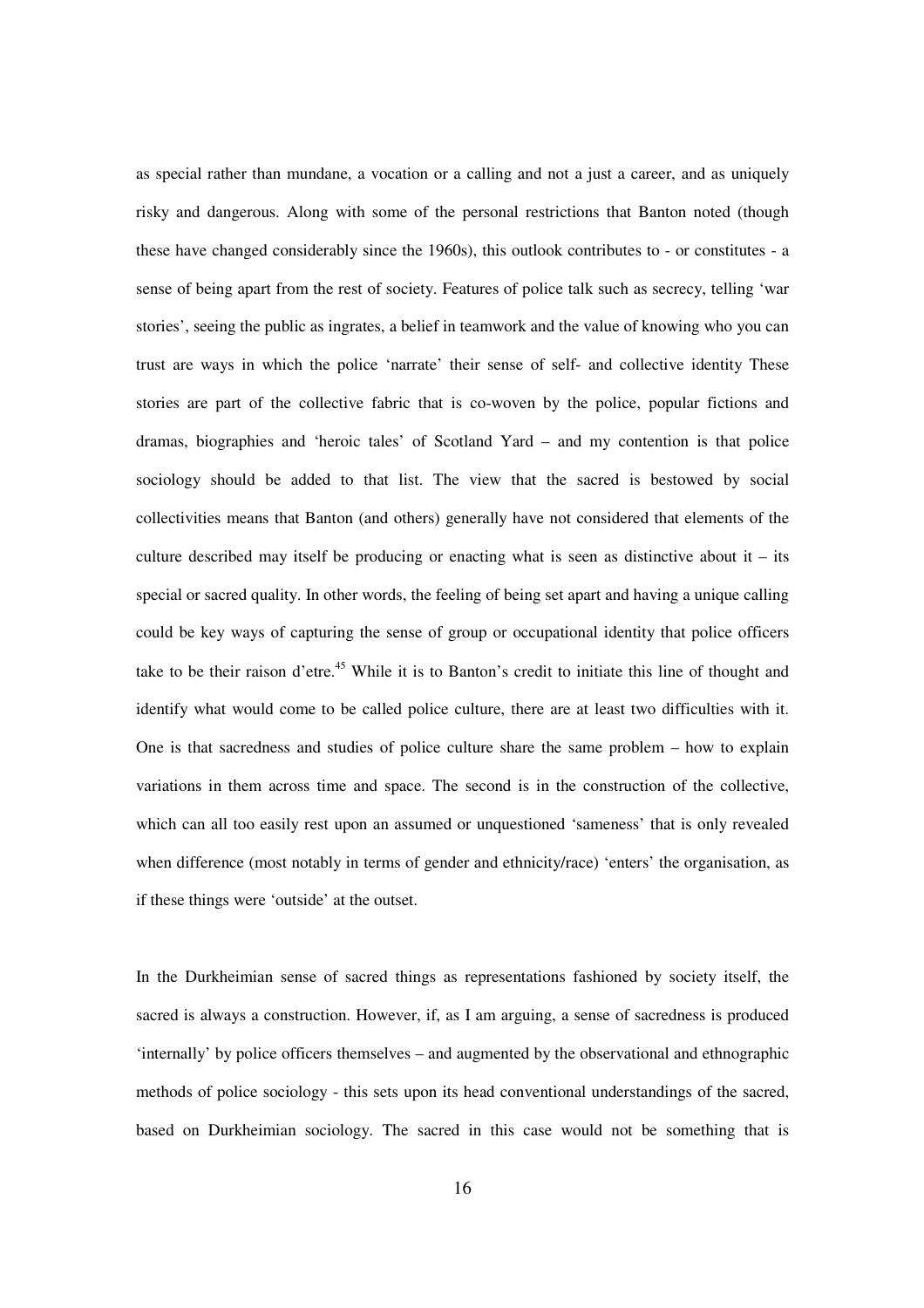as special rather than mundane, a vocation or a calling and not a just a career, and as uniquely risky and dangerous. Along with some of the personal restrictions that Banton noted (though these have changed considerably since the 1960s), this outlook contributes to - or constitutes - a sense of being apart from the rest of society. Features of police talk such as secrecy, telling 'war stories', seeing the public as ingrates, a belief in teamwork and the value of knowing who you can trust are ways in which the police 'narrate' their sense of self- and collective identity These stories are part of the collective fabric that is co-woven by the police, popular fictions and dramas, biographies and 'heroic tales' of Scotland Yard – and my contention is that police sociology should be added to that list. The view that the sacred is bestowed by social collectivities means that Banton (and others) generally have not considered that elements of the culture described may itself be producing or enacting what is seen as distinctive about it – its special or sacred quality. In other words, the feeling of being set apart and having a unique calling could be key ways of capturing the sense of group or occupational identity that police officers take to be their raison d'etre.[45] While it is to Banton's credit to initiate this line of thought and identify what would come to be called police culture, there are at least two difficulties with it. One is that sacredness and studies of police culture share the same problem – how to explain variations in them across time and space. The second is in the construction of the collective, which can all too easily rest upon an assumed or unquestioned 'sameness' that is only revealed when difference (most notably in terms of gender and ethnicity/race) 'enters' the organisation, as if these things were 'outside' at the outset.

In the Durkheimian sense of sacred things as representations fashioned by society itself, the sacred is always a construction. However, if, as I am arguing, a sense of sacredness is produced 'internally' by police officers themselves – and augmented by the observational and ethnographic methods of police sociology - this sets upon its head conventional understandings of the sacred, based on Durkheimian sociology. The sacred in this case would not be something that is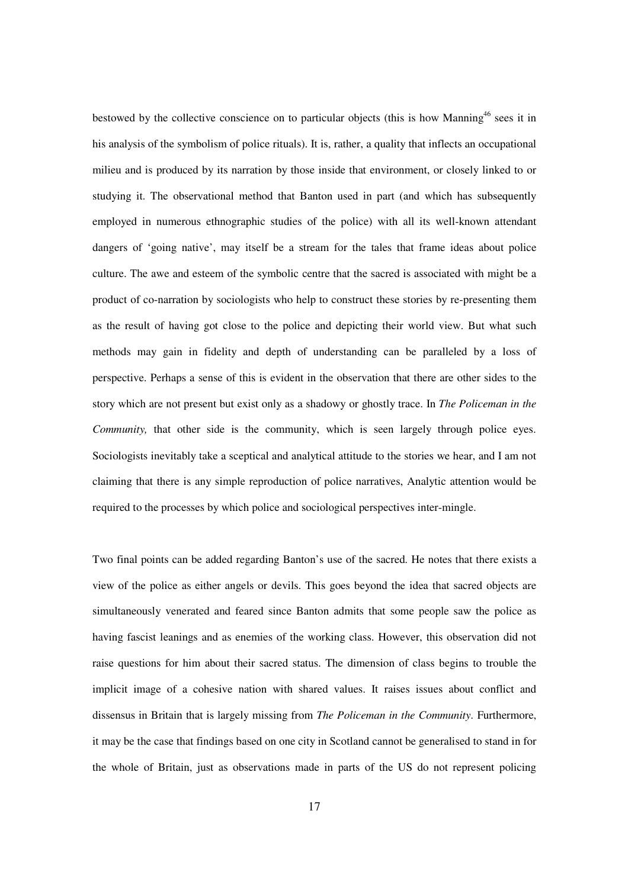bestowed by the collective conscience on to particular objects (this is how Manning[46] sees it in his analysis of the symbolism of police rituals). It is, rather, a quality that inflects an occupational milieu and is produced by its narration by those inside that environment, or closely linked to or studying it. The observational method that Banton used in part (and which has subsequently employed in numerous ethnographic studies of the police) with all its well-known attendant dangers of 'going native', may itself be a stream for the tales that frame ideas about police culture. The awe and esteem of the symbolic centre that the sacred is associated with might be a product of co-narration by sociologists who help to construct these stories by re-presenting them as the result of having got close to the police and depicting their world view. But what such methods may gain in fidelity and depth of understanding can be paralleled by a loss of perspective. Perhaps a sense of this is evident in the observation that there are other sides to the story which are not present but exist only as a shadowy or ghostly trace. In *The Policeman in the Community,* that other side is the community, which is seen largely through police eyes. Sociologists inevitably take a sceptical and analytical attitude to the stories we hear, and I am not claiming that there is any simple reproduction of police narratives, Analytic attention would be required to the processes by which police and sociological perspectives inter-mingle.

Two final points can be added regarding Banton's use of the sacred. He notes that there exists a view of the police as either angels or devils. This goes beyond the idea that sacred objects are simultaneously venerated and feared since Banton admits that some people saw the police as having fascist leanings and as enemies of the working class. However, this observation did not raise questions for him about their sacred status. The dimension of class begins to trouble the implicit image of a cohesive nation with shared values. It raises issues about conflict and dissensus in Britain that is largely missing from *The Policeman in the Community*. Furthermore, it may be the case that findings based on one city in Scotland cannot be generalised to stand in for the whole of Britain, just as observations made in parts of the US do not represent policing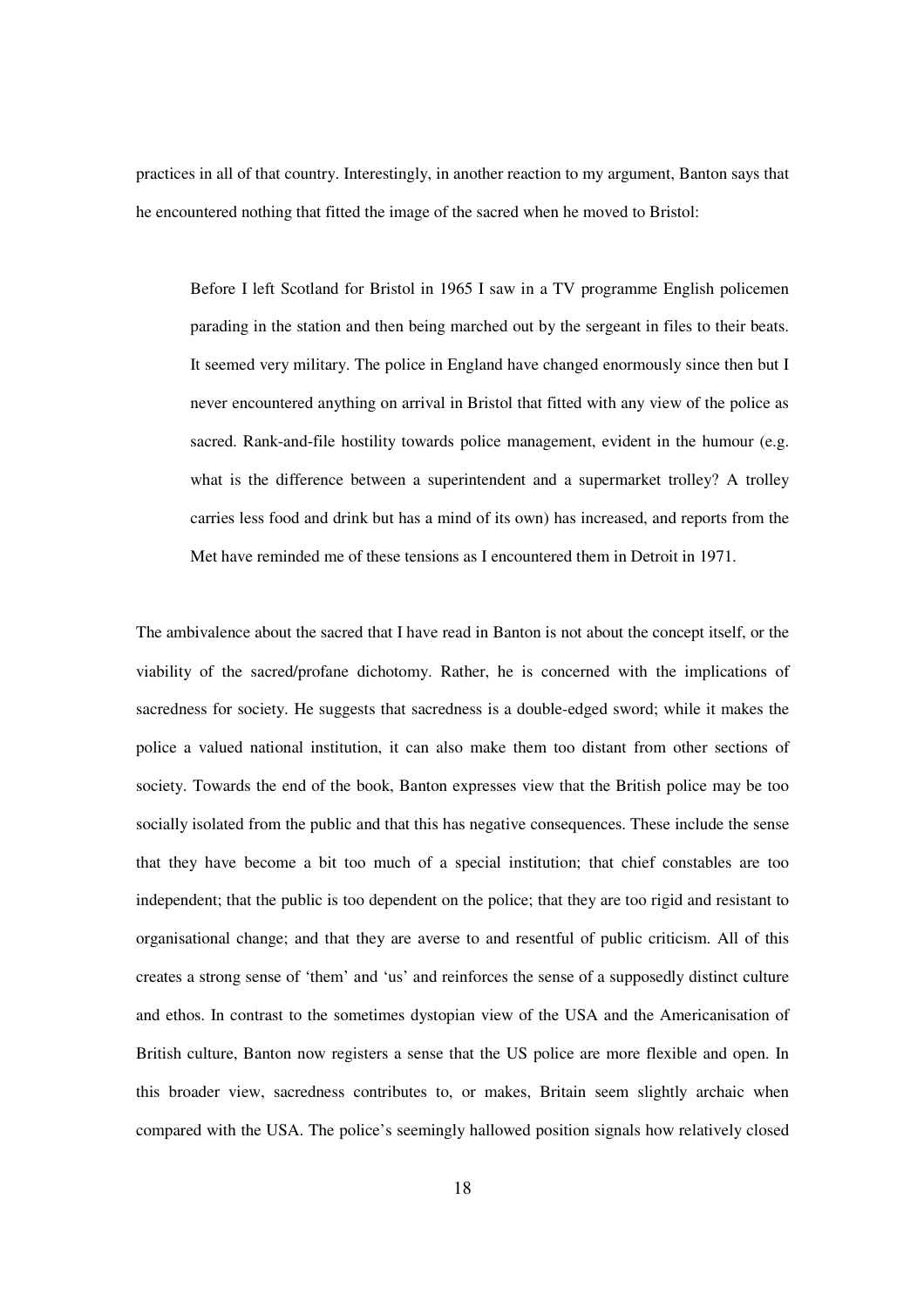practices in all of that country. Interestingly, in another reaction to my argument, Banton says that he encountered nothing that fitted the image of the sacred when he moved to Bristol:

> Before I left Scotland for Bristol in 1965 I saw in a TV programme English policemen parading in the station and then being marched out by the sergeant in files to their beats. It seemed very military. The police in England have changed enormously since then but I never encountered anything on arrival in Bristol that fitted with any view of the police as sacred. Rank-and-file hostility towards police management, evident in the humour (e.g. what is the difference between a superintendent and a supermarket trolley? A trolley carries less food and drink but has a mind of its own) has increased, and reports from the Met have reminded me of these tensions as I encountered them in Detroit in 1971.

The ambivalence about the sacred that I have read in Banton is not about the concept itself, or the viability of the sacred/profane dichotomy. Rather, he is concerned with the implications of sacredness for society. He suggests that sacredness is a double-edged sword; while it makes the police a valued national institution, it can also make them too distant from other sections of society. Towards the end of the book, Banton expresses view that the British police may be too socially isolated from the public and that this has negative consequences. These include the sense that they have become a bit too much of a special institution; that chief constables are too independent; that the public is too dependent on the police; that they are too rigid and resistant to organisational change; and that they are averse to and resentful of public criticism. All of this creates a strong sense of 'them' and 'us' and reinforces the sense of a supposedly distinct culture and ethos. In contrast to the sometimes dystopian view of the USA and the Americanisation of British culture, Banton now registers a sense that the US police are more flexible and open. In this broader view, sacredness contributes to, or makes, Britain seem slightly archaic when compared with the USA. The police's seemingly hallowed position signals how relatively closed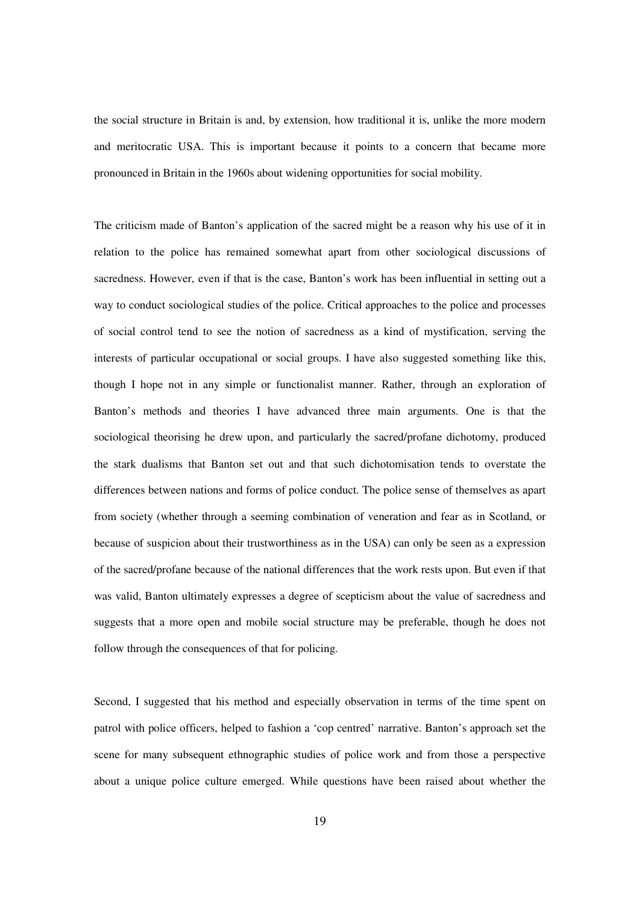the social structure in Britain is and, by extension, how traditional it is, unlike the more modern and meritocratic USA. This is important because it points to a concern that became more pronounced in Britain in the 1960s about widening opportunities for social mobility.

The criticism made of Banton's application of the sacred might be a reason why his use of it in relation to the police has remained somewhat apart from other sociological discussions of sacredness. However, even if that is the case, Banton's work has been influential in setting out a way to conduct sociological studies of the police. Critical approaches to the police and processes of social control tend to see the notion of sacredness as a kind of mystification, serving the interests of particular occupational or social groups. I have also suggested something like this, though I hope not in any simple or functionalist manner. Rather, through an exploration of Banton's methods and theories I have advanced three main arguments. One is that the sociological theorising he drew upon, and particularly the sacred/profane dichotomy, produced the stark dualisms that Banton set out and that such dichotomisation tends to overstate the differences between nations and forms of police conduct. The police sense of themselves as apart from society (whether through a seeming combination of veneration and fear as in Scotland, or because of suspicion about their trustworthiness as in the USA) can only be seen as a expression of the sacred/profane because of the national differences that the work rests upon. But even if that was valid, Banton ultimately expresses a degree of scepticism about the value of sacredness and suggests that a more open and mobile social structure may be preferable, though he does not follow through the consequences of that for policing.

Second, I suggested that his method and especially observation in terms of the time spent on patrol with police officers, helped to fashion a 'cop centred' narrative. Banton's approach set the scene for many subsequent ethnographic studies of police work and from those a perspective about a unique police culture emerged. While questions have been raised about whether the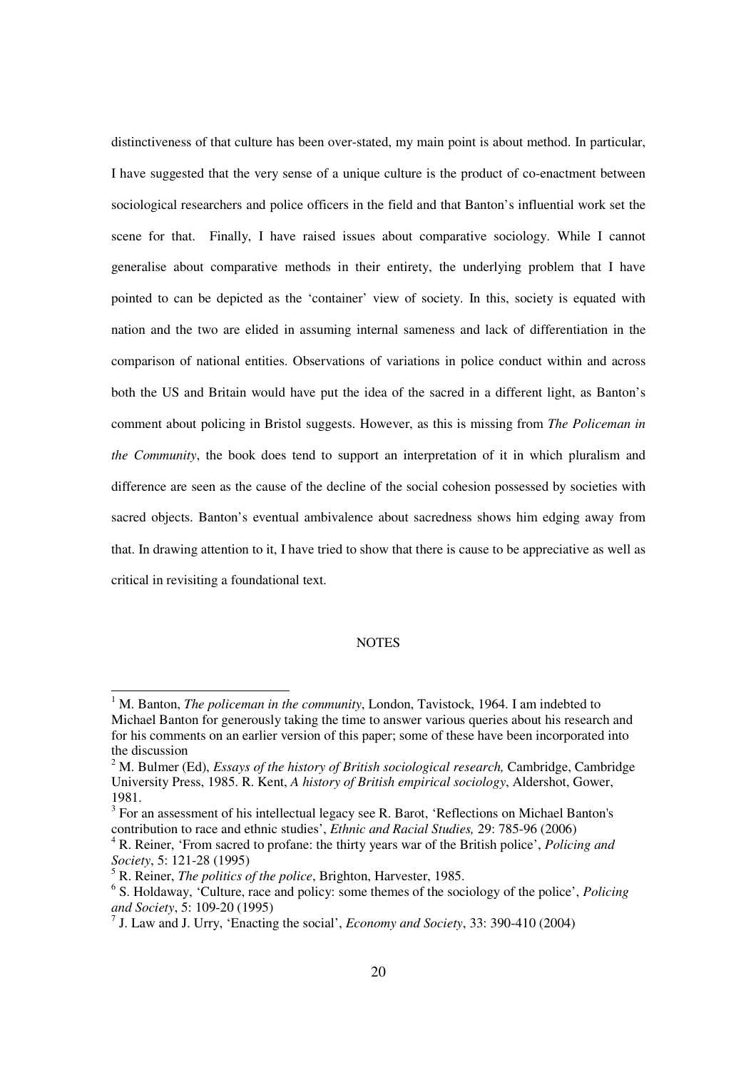distinctiveness of that culture has been over-stated, my main point is about method. In particular, I have suggested that the very sense of a unique culture is the product of co-enactment between sociological researchers and police officers in the field and that Banton's influential work set the scene for that. Finally, I have raised issues about comparative sociology. While I cannot generalise about comparative methods in their entirety, the underlying problem that I have pointed to can be depicted as the 'container' view of society. In this, society is equated with nation and the two are elided in assuming internal sameness and lack of differentiation in the comparison of national entities. Observations of variations in police conduct within and across both the US and Britain would have put the idea of the sacred in a different light, as Banton's comment about policing in Bristol suggests. However, as this is missing from *The Policeman in the Community*, the book does tend to support an interpretation of it in which pluralism and difference are seen as the cause of the decline of the social cohesion possessed by societies with sacred objects. Banton's eventual ambivalence about sacredness shows him edging away from that. In drawing attention to it, I have tried to show that there is cause to be appreciative as well as critical in revisiting a foundational text.

## NOTES

[1] M. Banton, *The policeman in the community*, London, Tavistock, 1964. I am indebted to Michael Banton for generously taking the time to answer various queries about his research and for his comments on an earlier version of this paper; some of these have been incorporated into the discussion

[2] M. Bulmer (Ed), *Essays of the history of British sociological research,* Cambridge, Cambridge University Press, 1985. R. Kent, *A history of British empirical sociology*, Aldershot, Gower, 1981.

[3] For an assessment of his intellectual legacy see R. Barot, 'Reflections on Michael Banton's contribution to race and ethnic studies', *Ethnic and Racial Studies,* 29: 785-96 (2006)

[4] R. Reiner, 'From sacred to profane: the thirty years war of the British police', *Policing and Society*, 5: 121-28 (1995)

[5] R. Reiner, *The politics of the police*, Brighton, Harvester, 1985.

[6] S. Holdaway, 'Culture, race and policy: some themes of the sociology of the police', *Policing and Society*, 5: 109-20 (1995)

[7] J. Law and J. Urry, 'Enacting the social', *Economy and Society*, 33: 390-410 (2004)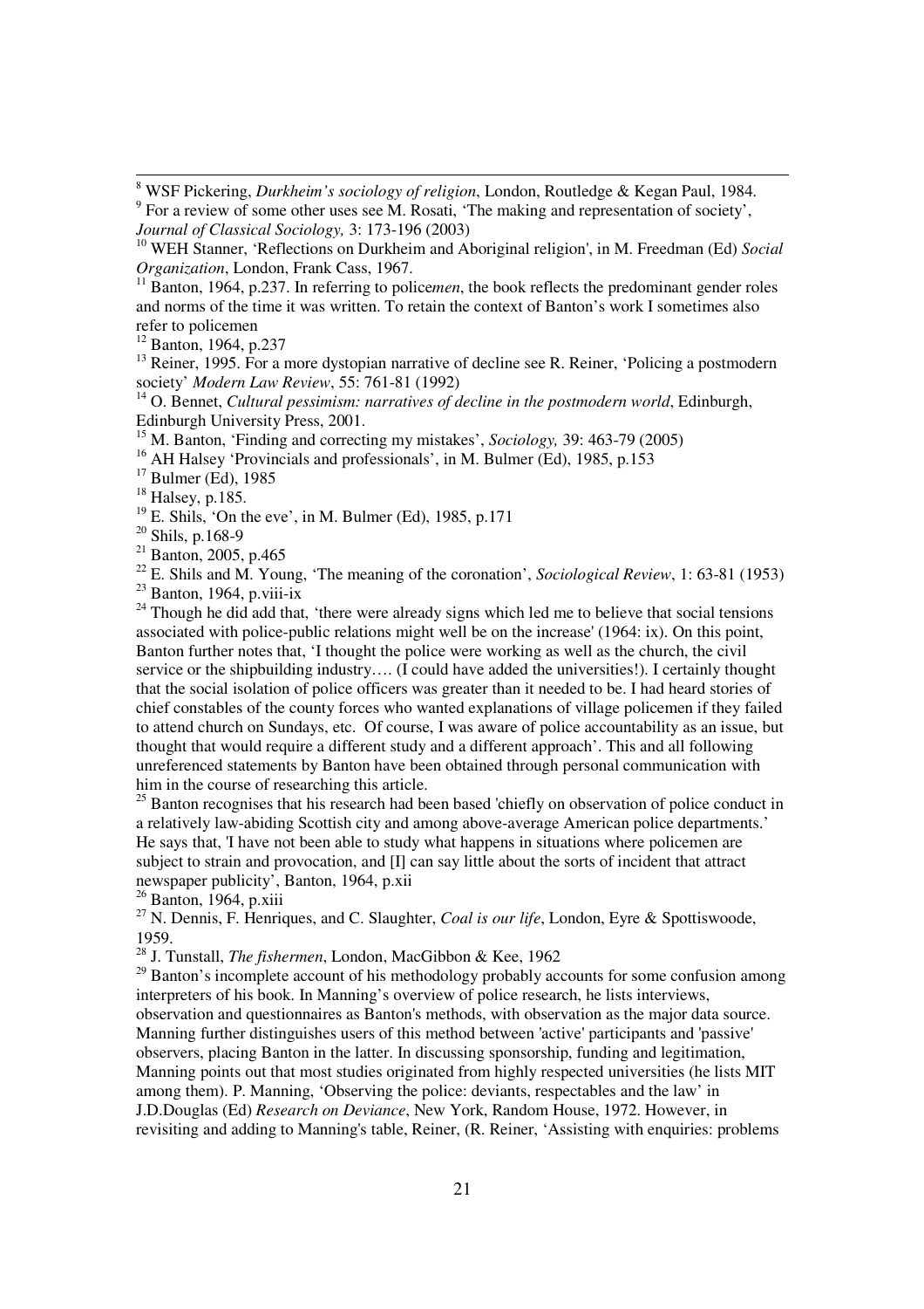[8] WSF Pickering, *Durkheim's sociology of religion*, London, Routledge & Kegan Paul, 1984.

[9] For a review of some other uses see M. Rosati, 'The making and representation of society', *Journal of Classical Sociology,* 3: 173-196 (2003)

[10] WEH Stanner, 'Reflections on Durkheim and Aboriginal religion', in M. Freedman (Ed) *Social Organization*, London, Frank Cass, 1967.

[11] Banton, 1964, p.237. In referring to police*men*, the book reflects the predominant gender roles and norms of the time it was written. To retain the context of Banton's work I sometimes also refer to policemen

[12] Banton, 1964, p.237

[13] Reiner, 1995. For a more dystopian narrative of decline see R. Reiner, 'Policing a postmodern society' *Modern Law Review*, 55: 761-81 (1992)

[14] O. Bennet, *Cultural pessimism: narratives of decline in the postmodern world*, Edinburgh, Edinburgh University Press, 2001.

[15] M. Banton, 'Finding and correcting my mistakes', *Sociology,* 39: 463-79 (2005)

[16] AH Halsey 'Provincials and professionals', in M. Bulmer (Ed), 1985, p.153

[17] Bulmer (Ed), 1985

[18] Halsey, p.185.

[19] E. Shils, 'On the eve', in M. Bulmer (Ed), 1985, p.171

[20] Shils, p.168-9

[21] Banton, 2005, p.465

[22] E. Shils and M. Young, 'The meaning of the coronation', *Sociological Review*, 1: 63-81 (1953)

[23] Banton, 1964, p.viii-ix

[24] Though he did add that, 'there were already signs which led me to believe that social tensions associated with police-public relations might well be on the increase' (1964: ix). On this point, Banton further notes that, 'I thought the police were working as well as the church, the civil service or the shipbuilding industry…. (I could have added the universities!). I certainly thought that the social isolation of police officers was greater than it needed to be. I had heard stories of chief constables of the county forces who wanted explanations of village policemen if they failed to attend church on Sundays, etc. Of course, I was aware of police accountability as an issue, but thought that would require a different study and a different approach'. This and all following unreferenced statements by Banton have been obtained through personal communication with him in the course of researching this article.

[25] Banton recognises that his research had been based 'chiefly on observation of police conduct in a relatively law-abiding Scottish city and among above-average American police departments.' He says that, 'I have not been able to study what happens in situations where policemen are subject to strain and provocation, and [I] can say little about the sorts of incident that attract newspaper publicity', Banton, 1964, p.xii

[26] Banton, 1964, p.xiii

[27] N. Dennis, F. Henriques, and C. Slaughter, *Coal is our life*, London, Eyre & Spottiswoode, 1959.

[28] J. Tunstall, *The fishermen*, London, MacGibbon & Kee, 1962

[29] Banton's incomplete account of his methodology probably accounts for some confusion among interpreters of his book. In Manning's overview of police research, he lists interviews, observation and questionnaires as Banton's methods, with observation as the major data source. Manning further distinguishes users of this method between 'active' participants and 'passive' observers, placing Banton in the latter. In discussing sponsorship, funding and legitimation, Manning points out that most studies originated from highly respected universities (he lists MIT among them). P. Manning, 'Observing the police: deviants, respectables and the law' in J.D.Douglas (Ed) *Research on Deviance*, New York, Random House, 1972. However, in revisiting and adding to Manning's table, Reiner, (R. Reiner, 'Assisting with enquiries: problems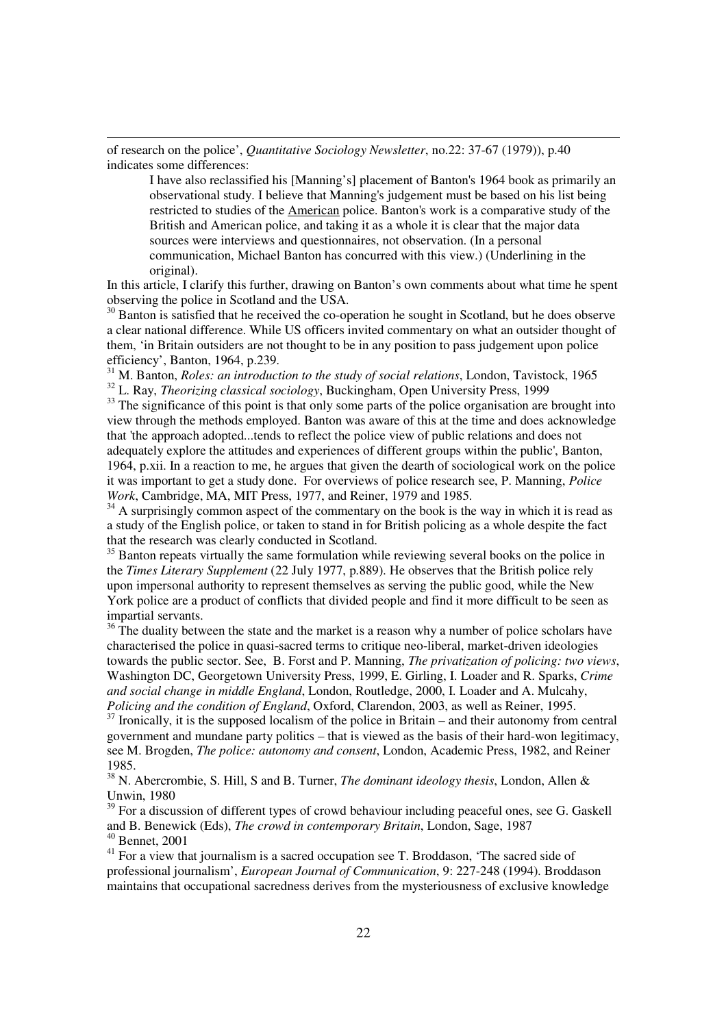of research on the police', *Quantitative Sociology Newsletter*, no.22: 37-67 (1979)), p.40 indicates some differences:

> I have also reclassified his [Manning's] placement of Banton's 1964 book as primarily an observational study. I believe that Manning's judgement must be based on his list being restricted to studies of the American police. Banton's work is a comparative study of the British and American police, and taking it as a whole it is clear that the major data sources were interviews and questionnaires, not observation. (In a personal communication, Michael Banton has concurred with this view.) (Underlining in the original).

In this article, I clarify this further, drawing on Banton's own comments about what time he spent observing the police in Scotland and the USA.

[30] Banton is satisfied that he received the co-operation he sought in Scotland, but he does observe a clear national difference. While US officers invited commentary on what an outsider thought of them, 'in Britain outsiders are not thought to be in any position to pass judgement upon police efficiency', Banton, 1964, p.239.

[31] M. Banton, *Roles: an introduction to the study of social relations*, London, Tavistock, 1965

[32] L. Ray, *Theorizing classical sociology*, Buckingham, Open University Press, 1999

[33] The significance of this point is that only some parts of the police organisation are brought into view through the methods employed. Banton was aware of this at the time and does acknowledge that 'the approach adopted...tends to reflect the police view of public relations and does not adequately explore the attitudes and experiences of different groups within the public', Banton, 1964, p.xii. In a reaction to me, he argues that given the dearth of sociological work on the police it was important to get a study done. For overviews of police research see, P. Manning, *Police Work*, Cambridge, MA, MIT Press, 1977, and Reiner, 1979 and 1985.

[34] A surprisingly common aspect of the commentary on the book is the way in which it is read as a study of the English police, or taken to stand in for British policing as a whole despite the fact that the research was clearly conducted in Scotland.

[35] Banton repeats virtually the same formulation while reviewing several books on the police in the *Times Literary Supplement* (22 July 1977, p.889). He observes that the British police rely upon impersonal authority to represent themselves as serving the public good, while the New York police are a product of conflicts that divided people and find it more difficult to be seen as impartial servants.

[36] The duality between the state and the market is a reason why a number of police scholars have characterised the police in quasi-sacred terms to critique neo-liberal, market-driven ideologies towards the public sector. See, B. Forst and P. Manning, *The privatization of policing: two views*, Washington DC, Georgetown University Press, 1999, E. Girling, I. Loader and R. Sparks, *Crime and social change in middle England*, London, Routledge, 2000, I. Loader and A. Mulcahy, *Policing and the condition of England*, Oxford, Clarendon, 2003, as well as Reiner, 1995.

[37] Ironically, it is the supposed localism of the police in Britain – and their autonomy from central government and mundane party politics – that is viewed as the basis of their hard-won legitimacy, see M. Brogden, *The police: autonomy and consent*, London, Academic Press, 1982, and Reiner 1985.

[38] N. Abercrombie, S. Hill, S and B. Turner, *The dominant ideology thesis*, London, Allen & Unwin, 1980

[39] For a discussion of different types of crowd behaviour including peaceful ones, see G. Gaskell and B. Benewick (Eds), *The crowd in contemporary Britain*, London, Sage, 1987

[40] Bennet, 2001

[41] For a view that journalism is a sacred occupation see T. Broddason, 'The sacred side of professional journalism', *European Journal of Communication*, 9: 227-248 (1994). Broddason maintains that occupational sacredness derives from the mysteriousness of exclusive knowledge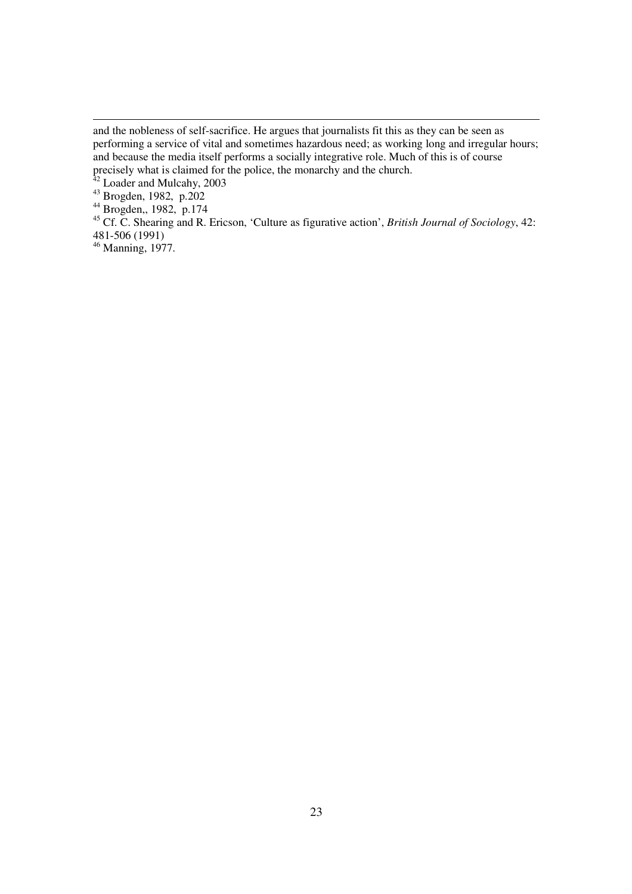and the nobleness of self-sacrifice. He argues that journalists fit this as they can be seen as performing a service of vital and sometimes hazardous need; as working long and irregular hours; and because the media itself performs a socially integrative role. Much of this is of course precisely what is claimed for the police, the monarchy and the church.

[42] Loader and Mulcahy, 2003

[43] Brogden, 1982, p.202

[44] Brogden,, 1982, p.174

[45] Cf. C. Shearing and R. Ericson, 'Culture as figurative action', *British Journal of Sociology*, 42: 481-506 (1991)

[46] Manning, 1977.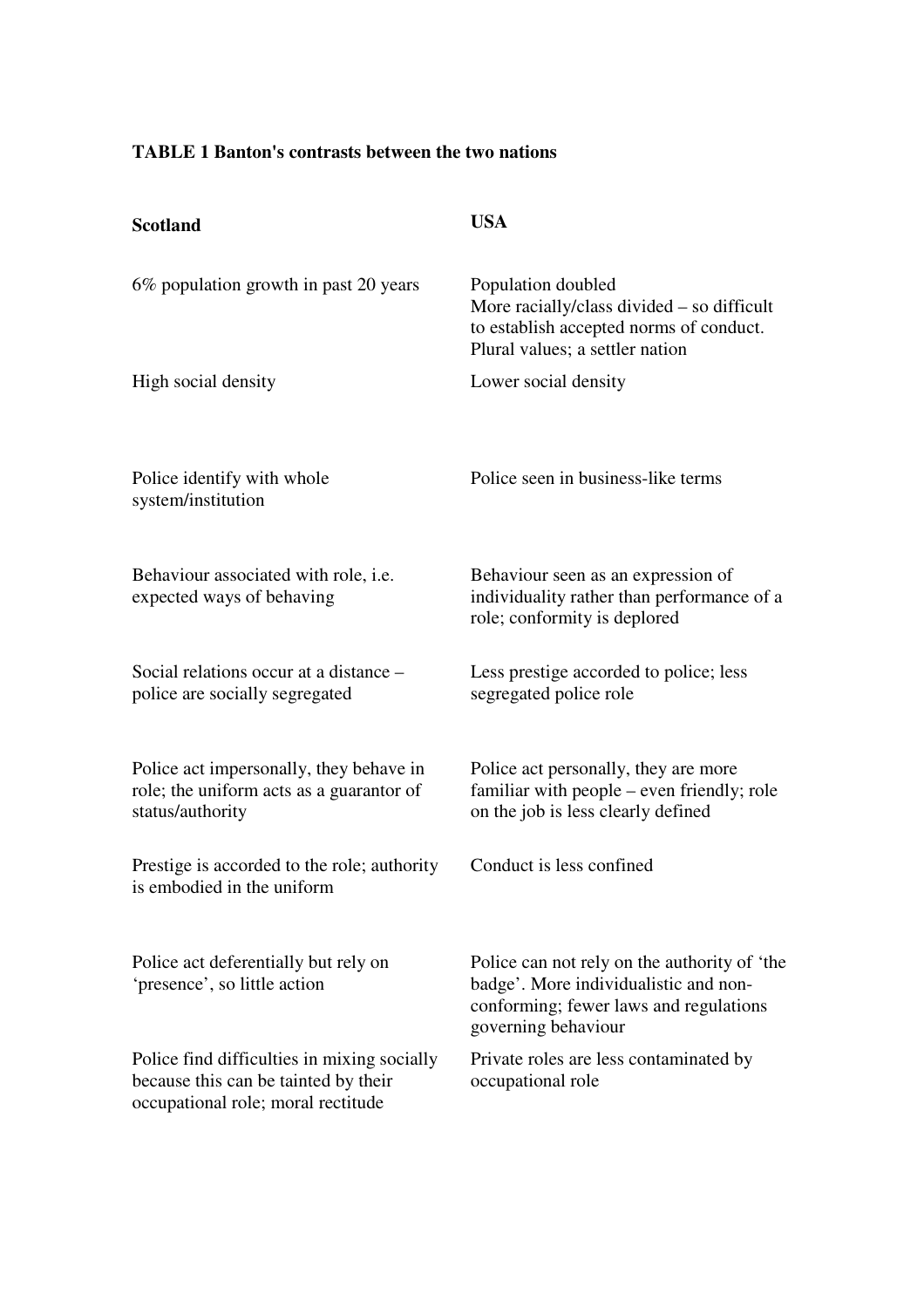**TABLE 1 Banton's contrasts between the two nations**

| Scotland | USA |
|---|---|
| 6% population growth in past 20 years | Population doubled<br>More racially/class divided – so difficult to establish accepted norms of conduct. Plural values; a settler nation |
| High social density | Lower social density |
| Police identify with whole system/institution | Police seen in business-like terms |
| Behaviour associated with role, i.e. expected ways of behaving | Behaviour seen as an expression of individuality rather than performance of a role; conformity is deplored |
| Social relations occur at a distance – police are socially segregated | Less prestige accorded to police; less segregated police role |
| Police act impersonally, they behave in role; the uniform acts as a guarantor of status/authority | Police act personally, they are more familiar with people – even friendly; role on the job is less clearly defined |
| Prestige is accorded to the role; authority is embodied in the uniform | Conduct is less confined |
| Police act deferentially but rely on 'presence', so little action | Police can not rely on the authority of 'the badge'. More individualistic and non-conforming; fewer laws and regulations governing behaviour |
| Police find difficulties in mixing socially because this can be tainted by their occupational role; moral rectitude | Private roles are less contaminated by occupational role |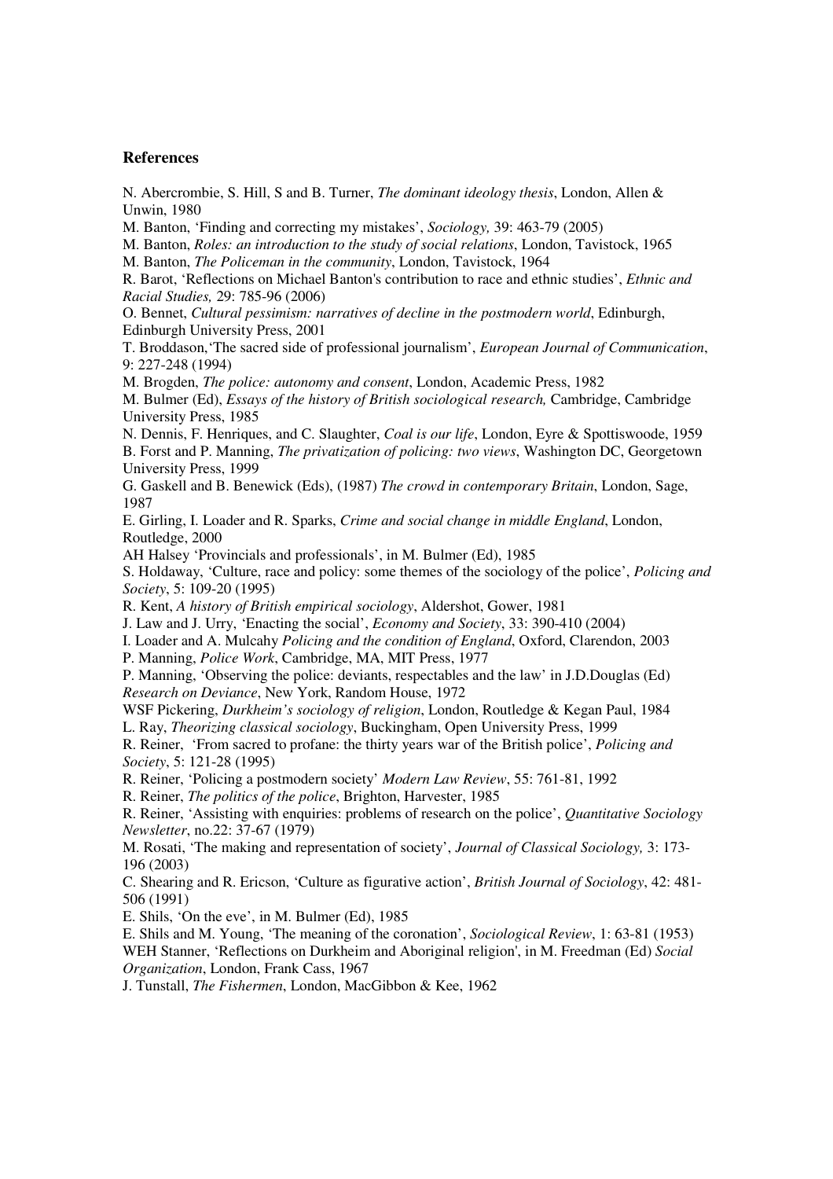## References

N. Abercrombie, S. Hill, S and B. Turner, *The dominant ideology thesis*, London, Allen & Unwin, 1980

M. Banton, 'Finding and correcting my mistakes', *Sociology,* 39: 463-79 (2005)

M. Banton, *Roles: an introduction to the study of social relations*, London, Tavistock, 1965

M. Banton, *The Policeman in the community*, London, Tavistock, 1964

R. Barot, 'Reflections on Michael Banton's contribution to race and ethnic studies', *Ethnic and Racial Studies,* 29: 785-96 (2006)

O. Bennet, *Cultural pessimism: narratives of decline in the postmodern world*, Edinburgh, Edinburgh University Press, 2001

T. Broddason,'The sacred side of professional journalism', *European Journal of Communication*, 9: 227-248 (1994)

M. Brogden, *The police: autonomy and consent*, London, Academic Press, 1982

M. Bulmer (Ed), *Essays of the history of British sociological research,* Cambridge, Cambridge University Press, 1985

N. Dennis, F. Henriques, and C. Slaughter, *Coal is our life*, London, Eyre & Spottiswoode, 1959

B. Forst and P. Manning, *The privatization of policing: two views*, Washington DC, Georgetown University Press, 1999

G. Gaskell and B. Benewick (Eds), (1987) *The crowd in contemporary Britain*, London, Sage, 1987

E. Girling, I. Loader and R. Sparks, *Crime and social change in middle England*, London, Routledge, 2000

AH Halsey 'Provincials and professionals', in M. Bulmer (Ed), 1985

S. Holdaway, 'Culture, race and policy: some themes of the sociology of the police', *Policing and Society*, 5: 109-20 (1995)

R. Kent, *A history of British empirical sociology*, Aldershot, Gower, 1981

J. Law and J. Urry, 'Enacting the social', *Economy and Society*, 33: 390-410 (2004)

I. Loader and A. Mulcahy *Policing and the condition of England*, Oxford, Clarendon, 2003

P. Manning, *Police Work*, Cambridge, MA, MIT Press, 1977

P. Manning, 'Observing the police: deviants, respectables and the law' in J.D.Douglas (Ed) *Research on Deviance*, New York, Random House, 1972

WSF Pickering, *Durkheim's sociology of religion*, London, Routledge & Kegan Paul, 1984

L. Ray, *Theorizing classical sociology*, Buckingham, Open University Press, 1999

R. Reiner, 'From sacred to profane: the thirty years war of the British police', *Policing and Society*, 5: 121-28 (1995)

R. Reiner, 'Policing a postmodern society' *Modern Law Review*, 55: 761-81, 1992

R. Reiner, *The politics of the police*, Brighton, Harvester, 1985

R. Reiner, 'Assisting with enquiries: problems of research on the police', *Quantitative Sociology Newsletter*, no.22: 37-67 (1979)

M. Rosati, 'The making and representation of society', *Journal of Classical Sociology,* 3: 173-196 (2003)

C. Shearing and R. Ericson, 'Culture as figurative action', *British Journal of Sociology*, 42: 481-506 (1991)

E. Shils, 'On the eve', in M. Bulmer (Ed), 1985

E. Shils and M. Young, 'The meaning of the coronation', *Sociological Review*, 1: 63-81 (1953)

WEH Stanner, 'Reflections on Durkheim and Aboriginal religion', in M. Freedman (Ed) *Social Organization*, London, Frank Cass, 1967

J. Tunstall, *The Fishermen*, London, MacGibbon & Kee, 1962